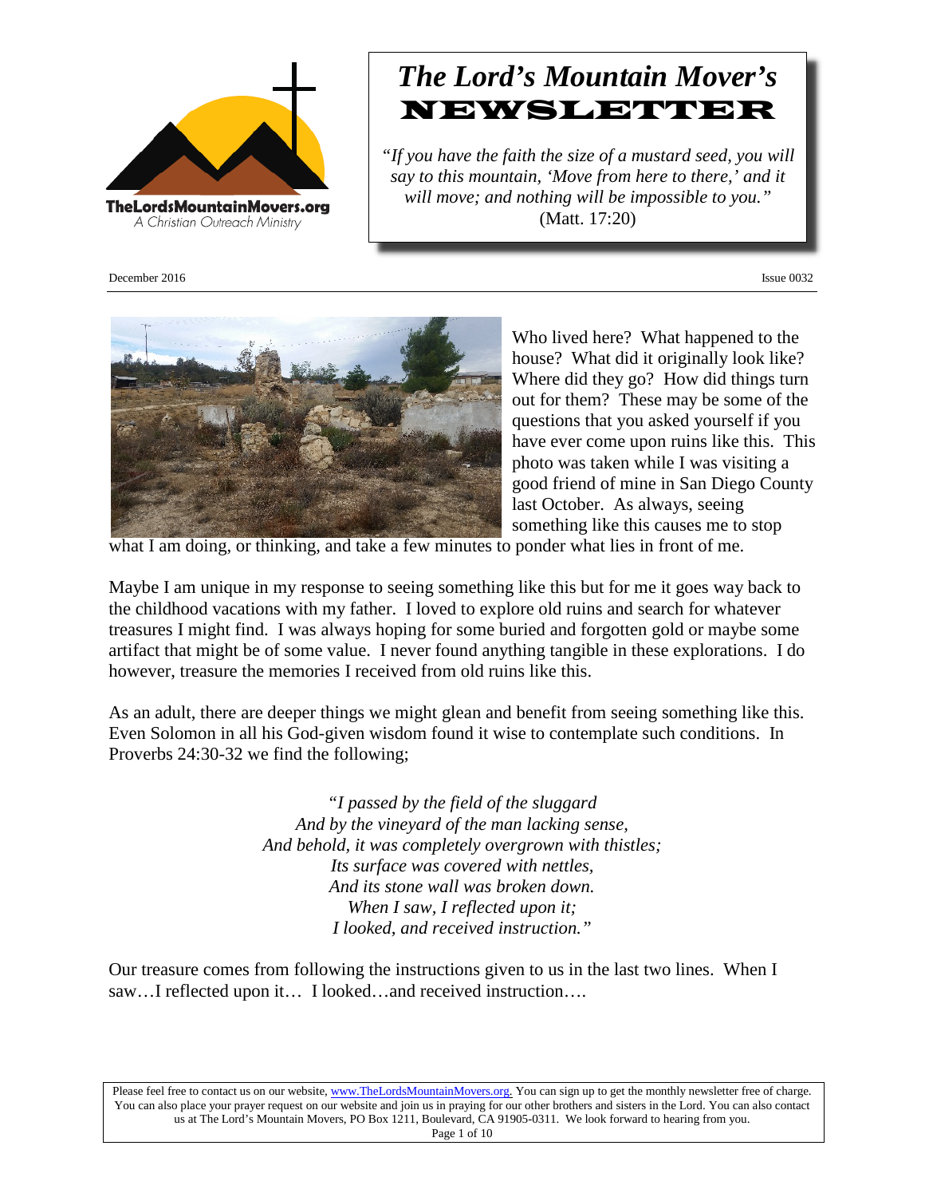TheLordsMountainMovers.org
A Christian Outreach Ministry

# *The Lord's Mountain Mover's* NEWSLETTER

*"If you have the faith the size of a mustard seed, you will say to this mountain, 'Move from here to there,' and it will move; and nothing will be impossible to you."*
(Matt. 17:20)

December 2016 Issue 0032

Who lived here? What happened to the house? What did it originally look like? Where did they go? How did things turn out for them? These may be some of the questions that you asked yourself if you have ever come upon ruins like this. This photo was taken while I was visiting a good friend of mine in San Diego County last October. As always, seeing something like this causes me to stop what I am doing, or thinking, and take a few minutes to ponder what lies in front of me.

Maybe I am unique in my response to seeing something like this but for me it goes way back to the childhood vacations with my father. I loved to explore old ruins and search for whatever treasures I might find. I was always hoping for some buried and forgotten gold or maybe some artifact that might be of some value. I never found anything tangible in these explorations. I do however, treasure the memories I received from old ruins like this.

As an adult, there are deeper things we might glean and benefit from seeing something like this. Even Solomon in all his God-given wisdom found it wise to contemplate such conditions. In Proverbs 24:30-32 we find the following;

*"I passed by the field of the sluggard*
*And by the vineyard of the man lacking sense,*
*And behold, it was completely overgrown with thistles;*
*Its surface was covered with nettles,*
*And its stone wall was broken down.*
*When I saw, I reflected upon it;*
*I looked, and received instruction."*

Our treasure comes from following the instructions given to us in the last two lines. When I saw…I reflected upon it… I looked…and received instruction….

Please feel free to contact us on our website, www.TheLordsMountainMovers.org. You can sign up to get the monthly newsletter free of charge. You can also place your prayer request on our website and join us in praying for our other brothers and sisters in the Lord. You can also contact us at The Lord's Mountain Movers, PO Box 1211, Boulevard, CA 91905-0311. We look forward to hearing from you.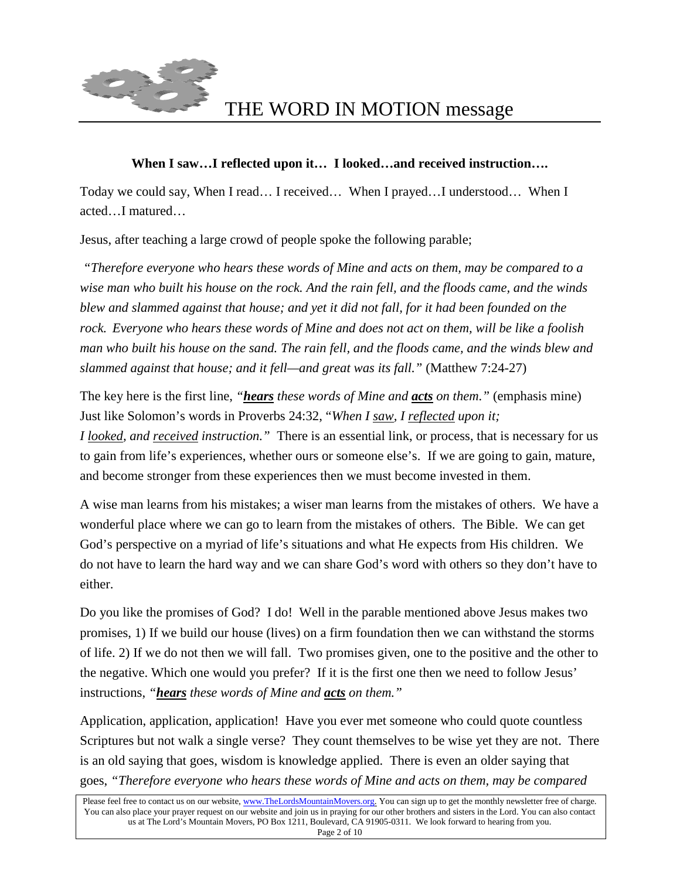**When I saw…I reflected upon it… I looked…and received instruction….**

Today we could say, When I read… I received… When I prayed…I understood… When I acted…I matured…

Jesus, after teaching a large crowd of people spoke the following parable;

*"Therefore everyone who hears these words of Mine and acts on them, may be compared to a wise man who built his house on the rock. And the rain fell, and the floods came, and the winds blew and slammed against that house; and yet it did not fall, for it had been founded on the rock. Everyone who hears these words of Mine and does not act on them, will be like a foolish man who built his house on the sand. The rain fell, and the floods came, and the winds blew and slammed against that house; and it fell—and great was its fall."* (Matthew 7:24-27)

The key here is the first line, *"**hears** these words of Mine and **acts** on them."* (emphasis mine) Just like Solomon's words in Proverbs 24:32, *"When I saw, I reflected upon it; I looked, and received instruction."* There is an essential link, or process, that is necessary for us to gain from life's experiences, whether ours or someone else's. If we are going to gain, mature, and become stronger from these experiences then we must become invested in them.

A wise man learns from his mistakes; a wiser man learns from the mistakes of others. We have a wonderful place where we can go to learn from the mistakes of others. The Bible. We can get God's perspective on a myriad of life's situations and what He expects from His children. We do not have to learn the hard way and we can share God's word with others so they don't have to either.

Do you like the promises of God? I do! Well in the parable mentioned above Jesus makes two promises, 1) If we build our house (lives) on a firm foundation then we can withstand the storms of life. 2) If we do not then we will fall. Two promises given, one to the positive and the other to the negative. Which one would you prefer? If it is the first one then we need to follow Jesus' instructions, *"**hears** these words of Mine and **acts** on them."*

Application, application, application! Have you ever met someone who could quote countless Scriptures but not walk a single verse? They count themselves to be wise yet they are not. There is an old saying that goes, wisdom is knowledge applied. There is even an older saying that goes, *"Therefore everyone who hears these words of Mine and acts on them, may be compared*

Please feel free to contact us on our website, www.TheLordsMountainMovers.org. You can sign up to get the monthly newsletter free of charge. You can also place your prayer request on our website and join us in praying for our other brothers and sisters in the Lord. You can also contact us at The Lord's Mountain Movers, PO Box 1211, Boulevard, CA 91905-0311. We look forward to hearing from you.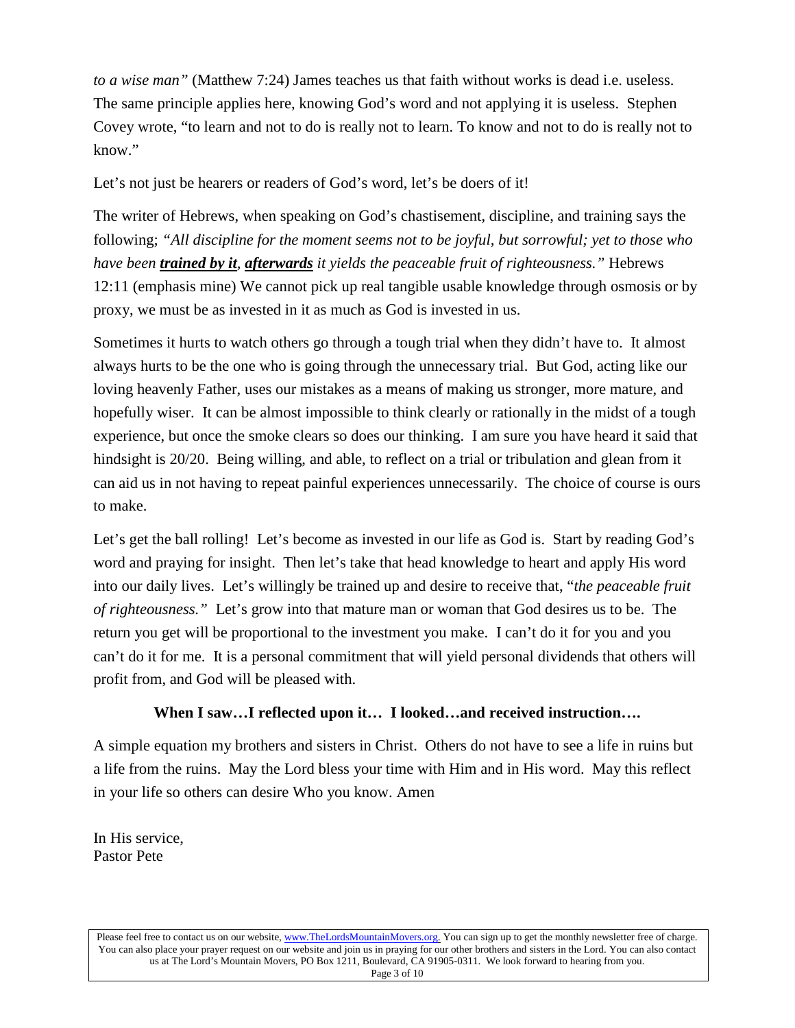*to a wise man"* (Matthew 7:24) James teaches us that faith without works is dead i.e. useless. The same principle applies here, knowing God's word and not applying it is useless. Stephen Covey wrote, "to learn and not to do is really not to learn. To know and not to do is really not to know."

Let's not just be hearers or readers of God's word, let's be doers of it!

The writer of Hebrews, when speaking on God's chastisement, discipline, and training says the following; *"All discipline for the moment seems not to be joyful, but sorrowful; yet to those who have been* ***<u>trained by it</u>****,* ***<u>afterwards</u>*** *it yields the peaceable fruit of righteousness."* Hebrews 12:11 (emphasis mine) We cannot pick up real tangible usable knowledge through osmosis or by proxy, we must be as invested in it as much as God is invested in us.

Sometimes it hurts to watch others go through a tough trial when they didn't have to. It almost always hurts to be the one who is going through the unnecessary trial. But God, acting like our loving heavenly Father, uses our mistakes as a means of making us stronger, more mature, and hopefully wiser. It can be almost impossible to think clearly or rationally in the midst of a tough experience, but once the smoke clears so does our thinking. I am sure you have heard it said that hindsight is 20/20. Being willing, and able, to reflect on a trial or tribulation and glean from it can aid us in not having to repeat painful experiences unnecessarily. The choice of course is ours to make.

Let's get the ball rolling! Let's become as invested in our life as God is. Start by reading God's word and praying for insight. Then let's take that head knowledge to heart and apply His word into our daily lives. Let's willingly be trained up and desire to receive that, "*the peaceable fruit of righteousness."* Let's grow into that mature man or woman that God desires us to be. The return you get will be proportional to the investment you make. I can't do it for you and you can't do it for me. It is a personal commitment that will yield personal dividends that others will profit from, and God will be pleased with.

**When I saw…I reflected upon it… I looked…and received instruction….**

A simple equation my brothers and sisters in Christ. Others do not have to see a life in ruins but a life from the ruins. May the Lord bless your time with Him and in His word. May this reflect in your life so others can desire Who you know. Amen

In His service,
Pastor Pete

Please feel free to contact us on our website, www.TheLordsMountainMovers.org. You can sign up to get the monthly newsletter free of charge. You can also place your prayer request on our website and join us in praying for our other brothers and sisters in the Lord. You can also contact us at The Lord's Mountain Movers, PO Box 1211, Boulevard, CA 91905-0311. We look forward to hearing from you.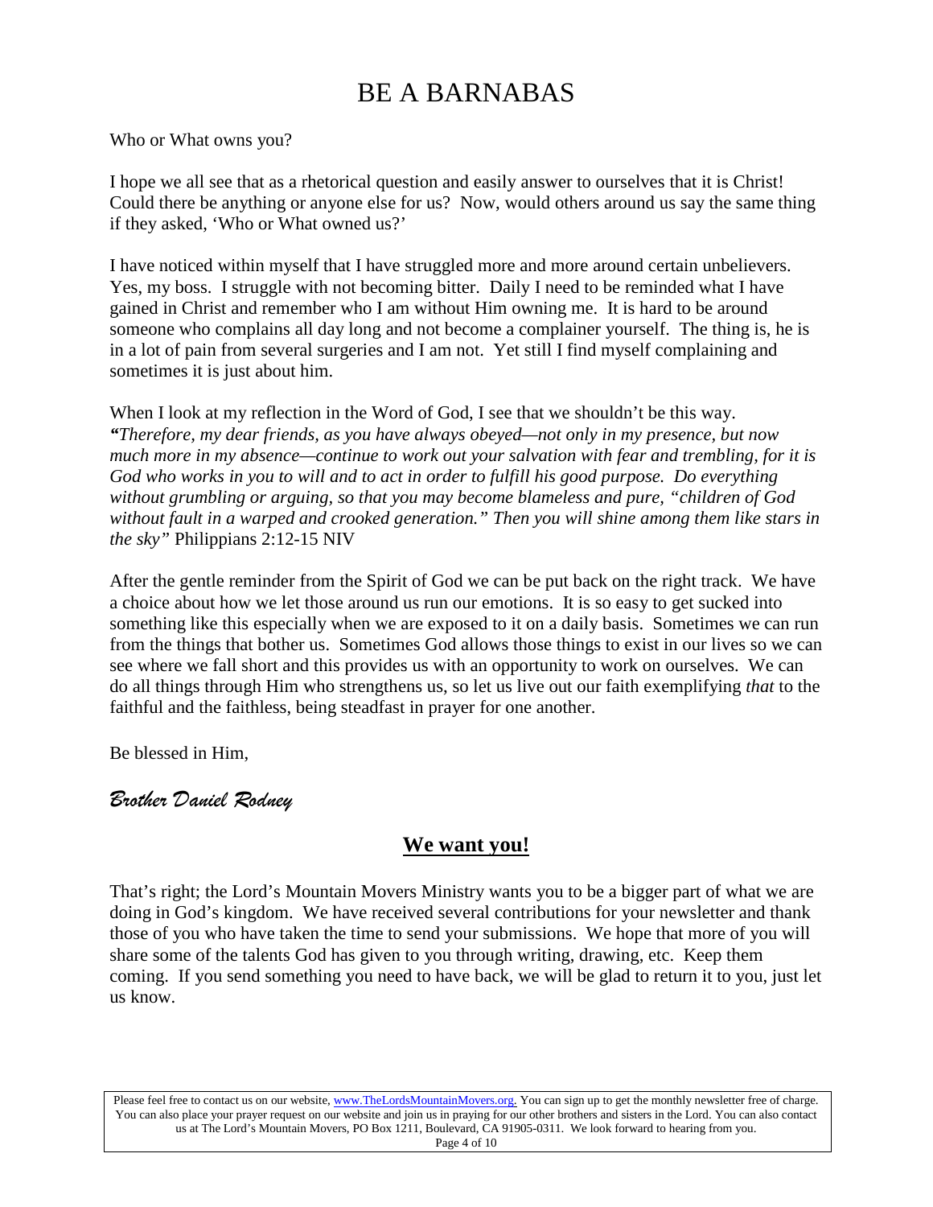# BE A BARNABAS

Who or What owns you?

I hope we all see that as a rhetorical question and easily answer to ourselves that it is Christ! Could there be anything or anyone else for us? Now, would others around us say the same thing if they asked, 'Who or What owned us?'

I have noticed within myself that I have struggled more and more around certain unbelievers. Yes, my boss. I struggle with not becoming bitter. Daily I need to be reminded what I have gained in Christ and remember who I am without Him owning me. It is hard to be around someone who complains all day long and not become a complainer yourself. The thing is, he is in a lot of pain from several surgeries and I am not. Yet still I find myself complaining and sometimes it is just about him.

When I look at my reflection in the Word of God, I see that we shouldn't be this way. *"Therefore, my dear friends, as you have always obeyed—not only in my presence, but now much more in my absence—continue to work out your salvation with fear and trembling, for it is God who works in you to will and to act in order to fulfill his good purpose. Do everything without grumbling or arguing, so that you may become blameless and pure, "children of God without fault in a warped and crooked generation." Then you will shine among them like stars in the sky"* Philippians 2:12-15 NIV

After the gentle reminder from the Spirit of God we can be put back on the right track. We have a choice about how we let those around us run our emotions. It is so easy to get sucked into something like this especially when we are exposed to it on a daily basis. Sometimes we can run from the things that bother us. Sometimes God allows those things to exist in our lives so we can see where we fall short and this provides us with an opportunity to work on ourselves. We can do all things through Him who strengthens us, so let us live out our faith exemplifying *that* to the faithful and the faithless, being steadfast in prayer for one another.

Be blessed in Him,

*Brother Daniel Rodney*

## **We want you!**

That's right; the Lord's Mountain Movers Ministry wants you to be a bigger part of what we are doing in God's kingdom. We have received several contributions for your newsletter and thank those of you who have taken the time to send your submissions. We hope that more of you will share some of the talents God has given to you through writing, drawing, etc. Keep them coming. If you send something you need to have back, we will be glad to return it to you, just let us know.

Please feel free to contact us on our website, www.TheLordsMountainMovers.org. You can sign up to get the monthly newsletter free of charge. You can also place your prayer request on our website and join us in praying for our other brothers and sisters in the Lord. You can also contact us at The Lord's Mountain Movers, PO Box 1211, Boulevard, CA 91905-0311. We look forward to hearing from you.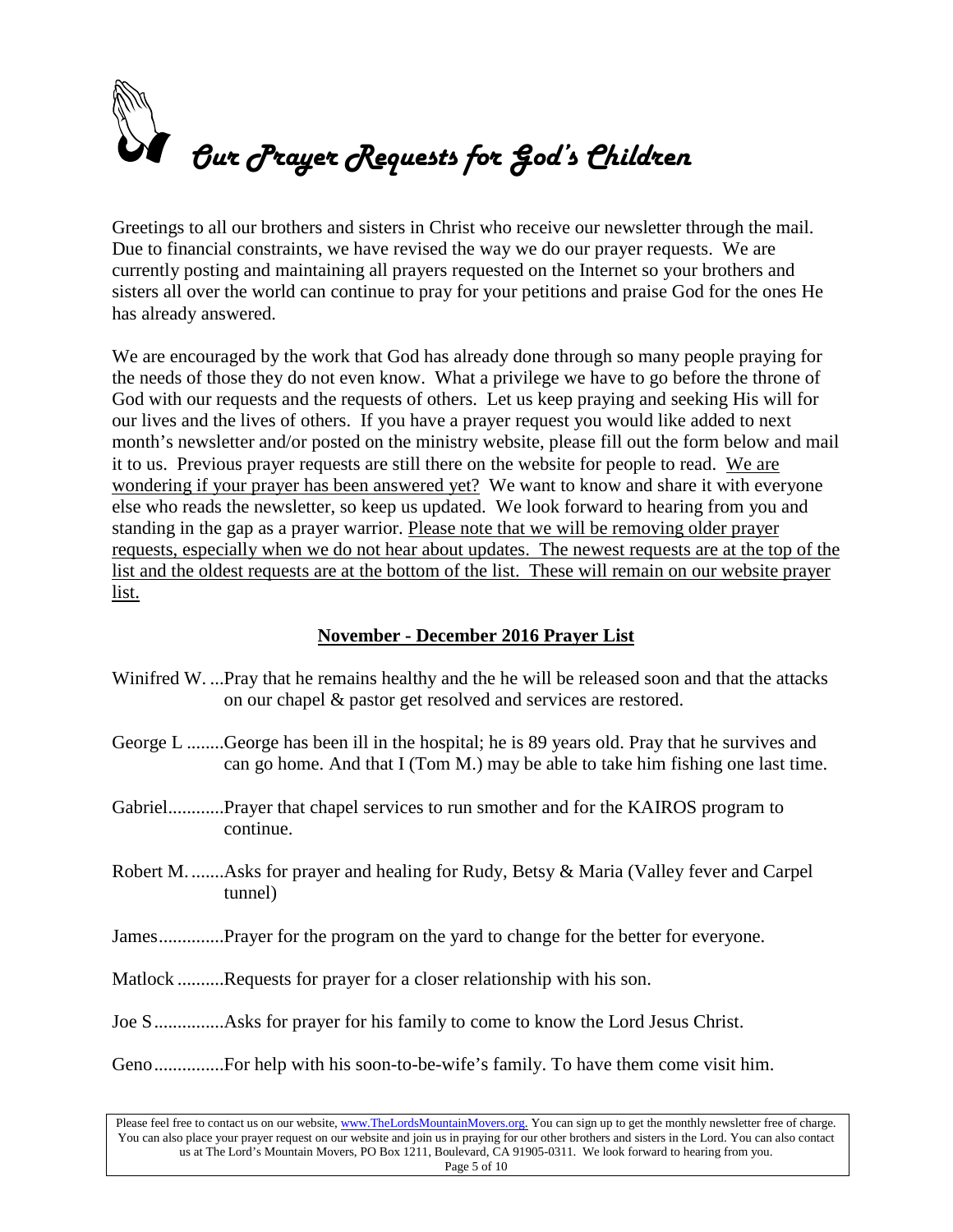# Our Prayer Requests for God's Children

Greetings to all our brothers and sisters in Christ who receive our newsletter through the mail. Due to financial constraints, we have revised the way we do our prayer requests. We are currently posting and maintaining all prayers requested on the Internet so your brothers and sisters all over the world can continue to pray for your petitions and praise God for the ones He has already answered.

We are encouraged by the work that God has already done through so many people praying for the needs of those they do not even know. What a privilege we have to go before the throne of God with our requests and the requests of others. Let us keep praying and seeking His will for our lives and the lives of others. If you have a prayer request you would like added to next month's newsletter and/or posted on the ministry website, please fill out the form below and mail it to us. Previous prayer requests are still there on the website for people to read. <u>We are wondering if your prayer has been answered yet?</u> We want to know and share it with everyone else who reads the newsletter, so keep us updated. We look forward to hearing from you and standing in the gap as a prayer warrior. <u>Please note that we will be removing older prayer requests, especially when we do not hear about updates. The newest requests are at the top of the list and the oldest requests are at the bottom of the list. These will remain on our website prayer list.</u>

## November - December 2016 Prayer List

Winifred W. ...Pray that he remains healthy and the he will be released soon and that the attacks on our chapel & pastor get resolved and services are restored.

George L ........George has been ill in the hospital; he is 89 years old. Pray that he survives and can go home. And that I (Tom M.) may be able to take him fishing one last time.

Gabriel............Prayer that chapel services to run smother and for the KAIROS program to continue.

Robert M. .......Asks for prayer and healing for Rudy, Betsy & Maria (Valley fever and Carpel tunnel)

James..............Prayer for the program on the yard to change for the better for everyone.

Matlock ..........Requests for prayer for a closer relationship with his son.

Joe S...............Asks for prayer for his family to come to know the Lord Jesus Christ.

Geno...............For help with his soon-to-be-wife's family. To have them come visit him.

Please feel free to contact us on our website, www.TheLordsMountainMovers.org. You can sign up to get the monthly newsletter free of charge. You can also place your prayer request on our website and join us in praying for our other brothers and sisters in the Lord. You can also contact us at The Lord's Mountain Movers, PO Box 1211, Boulevard, CA 91905-0311. We look forward to hearing from you.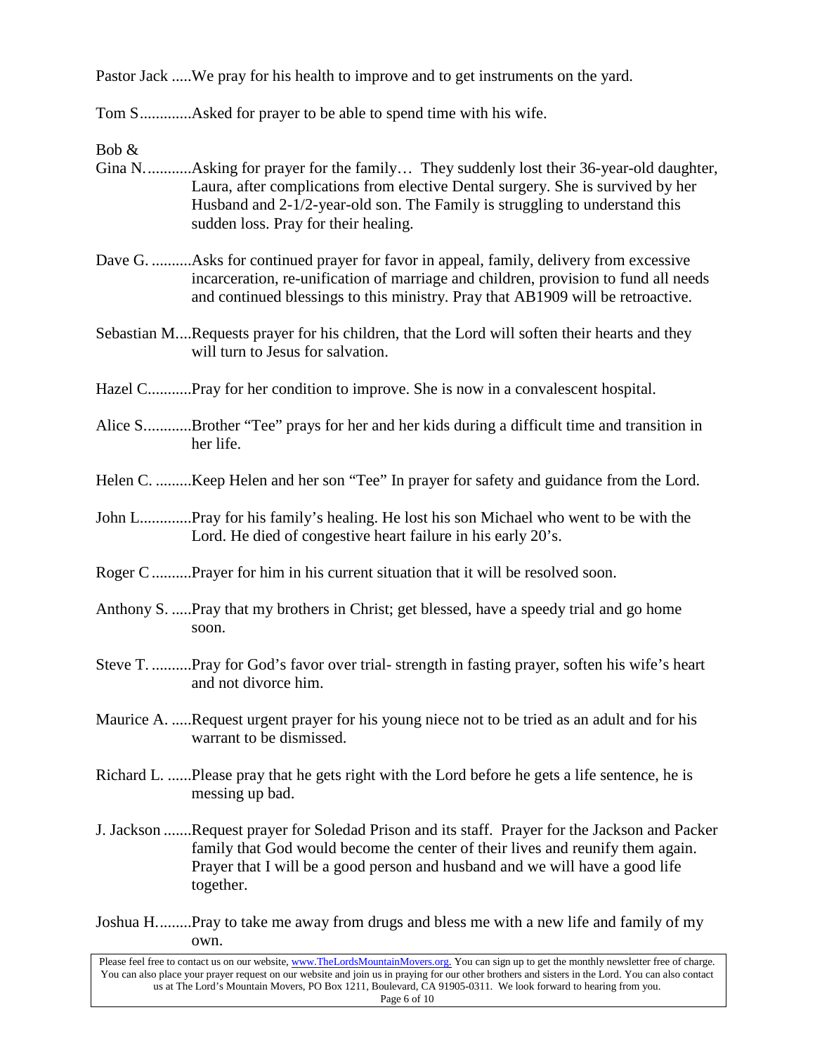Pastor Jack .....We pray for his health to improve and to get instruments on the yard.

Tom S.............Asked for prayer to be able to spend time with his wife.

Bob &
Gina N............Asking for prayer for the family… They suddenly lost their 36-year-old daughter, Laura, after complications from elective Dental surgery. She is survived by her Husband and 2-1/2-year-old son. The Family is struggling to understand this sudden loss. Pray for their healing.

Dave G. ..........Asks for continued prayer for favor in appeal, family, delivery from excessive incarceration, re-unification of marriage and children, provision to fund all needs and continued blessings to this ministry. Pray that AB1909 will be retroactive.

Sebastian M....Requests prayer for his children, that the Lord will soften their hearts and they will turn to Jesus for salvation.

Hazel C...........Pray for her condition to improve. She is now in a convalescent hospital.

Alice S............Brother "Tee" prays for her and her kids during a difficult time and transition in her life.

Helen C. .........Keep Helen and her son "Tee" In prayer for safety and guidance from the Lord.

John L.............Pray for his family's healing. He lost his son Michael who went to be with the Lord. He died of congestive heart failure in his early 20's.

Roger C ..........Prayer for him in his current situation that it will be resolved soon.

Anthony S. .....Pray that my brothers in Christ; get blessed, have a speedy trial and go home soon.

Steve T. ..........Pray for God's favor over trial- strength in fasting prayer, soften his wife's heart and not divorce him.

Maurice A. .....Request urgent prayer for his young niece not to be tried as an adult and for his warrant to be dismissed.

Richard L. ......Please pray that he gets right with the Lord before he gets a life sentence, he is messing up bad.

J. Jackson .......Request prayer for Soledad Prison and its staff. Prayer for the Jackson and Packer family that God would become the center of their lives and reunify them again. Prayer that I will be a good person and husband and we will have a good life together.

Joshua H.........Pray to take me away from drugs and bless me with a new life and family of my own.

Please feel free to contact us on our website, www.TheLordsMountainMovers.org. You can sign up to get the monthly newsletter free of charge. You can also place your prayer request on our website and join us in praying for our other brothers and sisters in the Lord. You can also contact us at The Lord's Mountain Movers, PO Box 1211, Boulevard, CA 91905-0311. We look forward to hearing from you.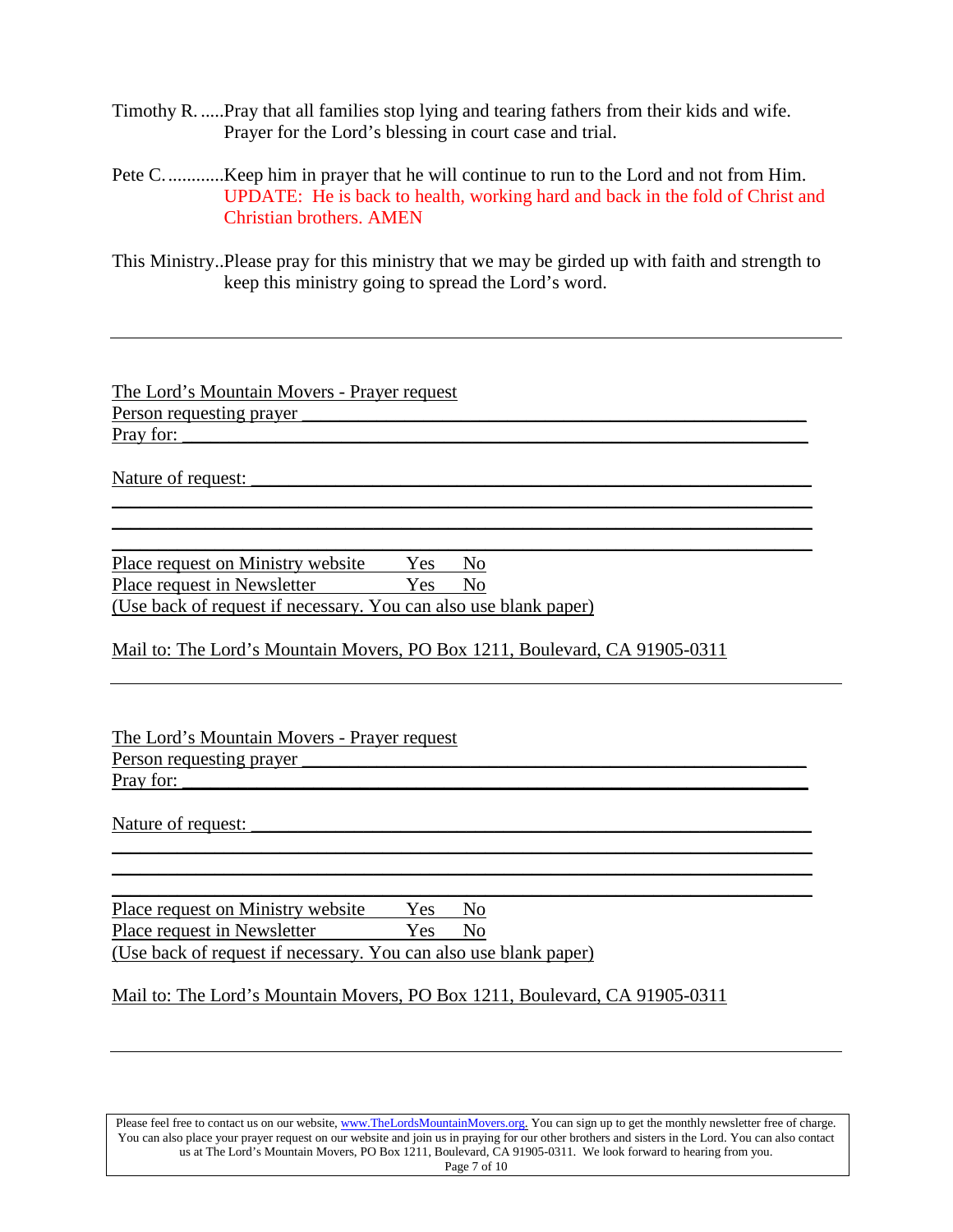Timothy R. .....Pray that all families stop lying and tearing fathers from their kids and wife. Prayer for the Lord's blessing in court case and trial.

Pete C. ............Keep him in prayer that he will continue to run to the Lord and not from Him. UPDATE: He is back to health, working hard and back in the fold of Christ and Christian brothers. AMEN

This Ministry..Please pray for this ministry that we may be girded up with faith and strength to keep this ministry going to spread the Lord's word.

---

The Lord's Mountain Movers - Prayer request
Person requesting prayer ____________________________________________
Pray for: ________________________________________________________

Nature of request: ________________________________________________
______________________________________________________________
______________________________________________________________
______________________________________________________________

Place request on Ministry website    Yes    No
Place request in Newsletter    Yes    No
(Use back of request if necessary. You can also use blank paper)

Mail to: The Lord's Mountain Movers, PO Box 1211, Boulevard, CA 91905-0311

---

The Lord's Mountain Movers - Prayer request
Person requesting prayer ____________________________________________
Pray for: ________________________________________________________

Nature of request: ________________________________________________
______________________________________________________________
______________________________________________________________
______________________________________________________________

Place request on Ministry website    Yes    No
Place request in Newsletter    Yes    No
(Use back of request if necessary. You can also use blank paper)

Mail to: The Lord's Mountain Movers, PO Box 1211, Boulevard, CA 91905-0311

---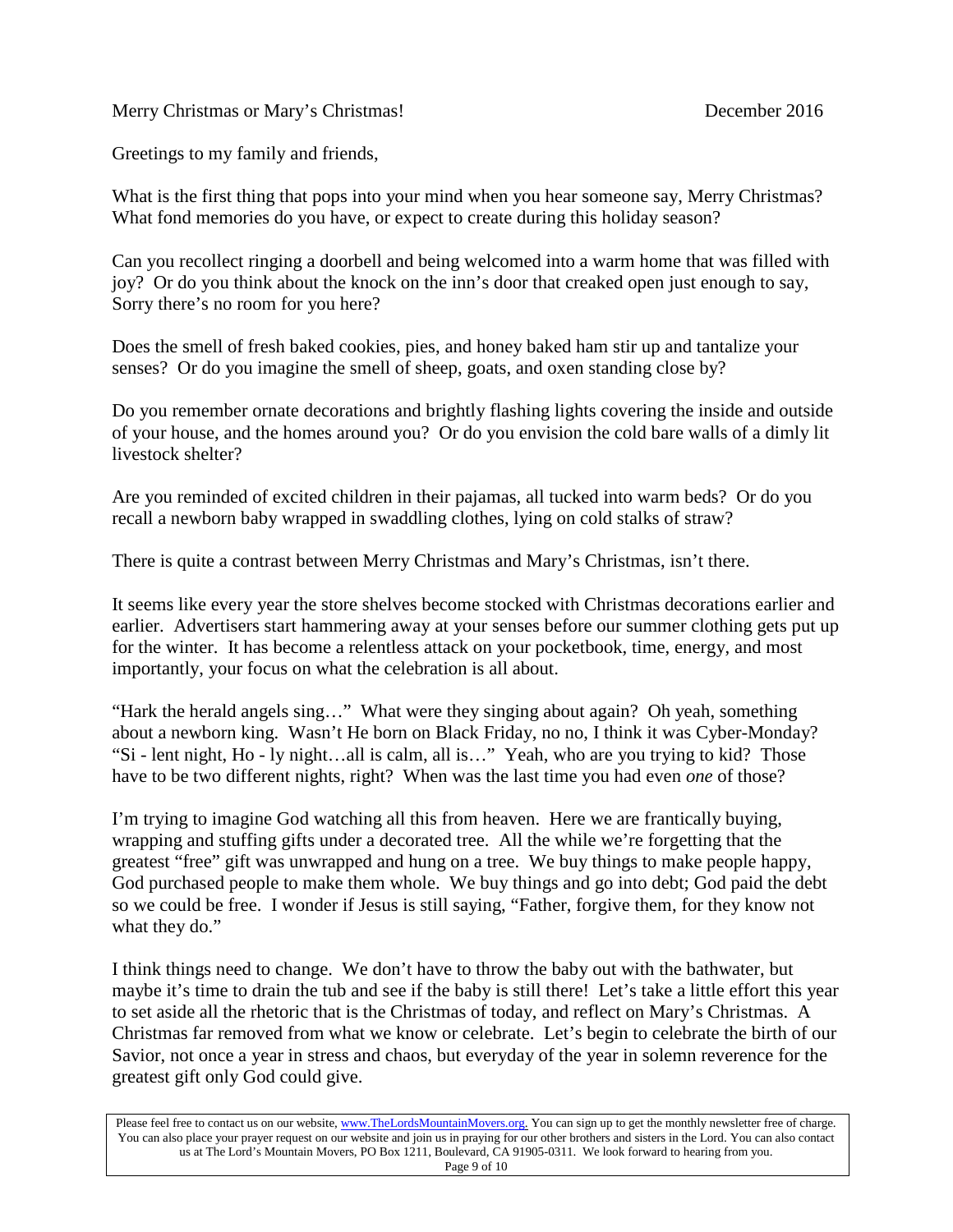Merry Christmas or Mary's Christmas! December 2016

Greetings to my family and friends,

What is the first thing that pops into your mind when you hear someone say, Merry Christmas? What fond memories do you have, or expect to create during this holiday season?

Can you recollect ringing a doorbell and being welcomed into a warm home that was filled with joy? Or do you think about the knock on the inn's door that creaked open just enough to say, Sorry there's no room for you here?

Does the smell of fresh baked cookies, pies, and honey baked ham stir up and tantalize your senses? Or do you imagine the smell of sheep, goats, and oxen standing close by?

Do you remember ornate decorations and brightly flashing lights covering the inside and outside of your house, and the homes around you? Or do you envision the cold bare walls of a dimly lit livestock shelter?

Are you reminded of excited children in their pajamas, all tucked into warm beds? Or do you recall a newborn baby wrapped in swaddling clothes, lying on cold stalks of straw?

There is quite a contrast between Merry Christmas and Mary's Christmas, isn't there.

It seems like every year the store shelves become stocked with Christmas decorations earlier and earlier. Advertisers start hammering away at your senses before our summer clothing gets put up for the winter. It has become a relentless attack on your pocketbook, time, energy, and most importantly, your focus on what the celebration is all about.

"Hark the herald angels sing…" What were they singing about again? Oh yeah, something about a newborn king. Wasn't He born on Black Friday, no no, I think it was Cyber-Monday? "Si - lent night, Ho - ly night…all is calm, all is…" Yeah, who are you trying to kid? Those have to be two different nights, right? When was the last time you had even *one* of those?

I'm trying to imagine God watching all this from heaven. Here we are frantically buying, wrapping and stuffing gifts under a decorated tree. All the while we're forgetting that the greatest "free" gift was unwrapped and hung on a tree. We buy things to make people happy, God purchased people to make them whole. We buy things and go into debt; God paid the debt so we could be free. I wonder if Jesus is still saying, "Father, forgive them, for they know not what they do."

I think things need to change. We don't have to throw the baby out with the bathwater, but maybe it's time to drain the tub and see if the baby is still there! Let's take a little effort this year to set aside all the rhetoric that is the Christmas of today, and reflect on Mary's Christmas. A Christmas far removed from what we know or celebrate. Let's begin to celebrate the birth of our Savior, not once a year in stress and chaos, but everyday of the year in solemn reverence for the greatest gift only God could give.

Please feel free to contact us on our website, www.TheLordsMountainMovers.org. You can sign up to get the monthly newsletter free of charge. You can also place your prayer request on our website and join us in praying for our other brothers and sisters in the Lord. You can also contact us at The Lord's Mountain Movers, PO Box 1211, Boulevard, CA 91905-0311. We look forward to hearing from you.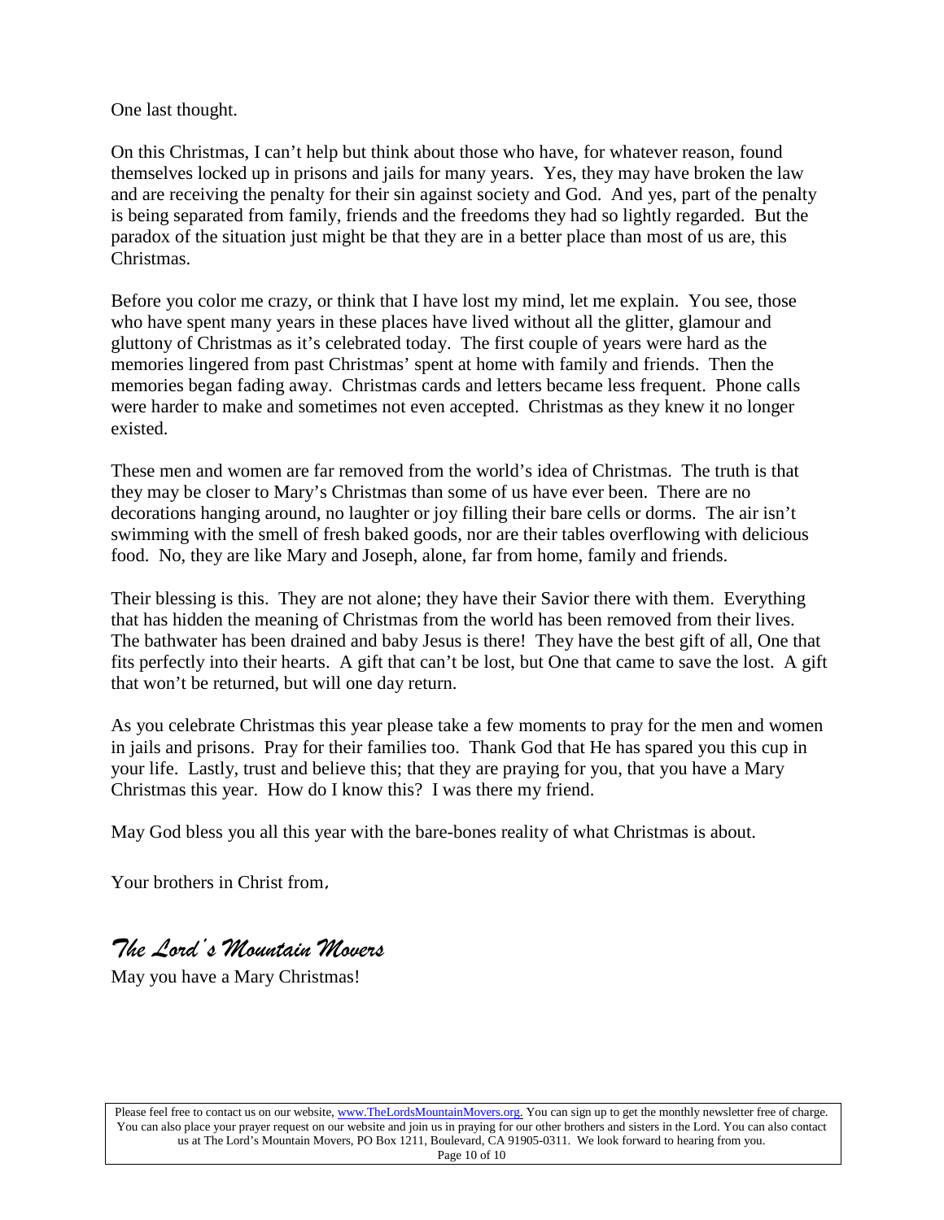One last thought.

On this Christmas, I can't help but think about those who have, for whatever reason, found themselves locked up in prisons and jails for many years. Yes, they may have broken the law and are receiving the penalty for their sin against society and God. And yes, part of the penalty is being separated from family, friends and the freedoms they had so lightly regarded. But the paradox of the situation just might be that they are in a better place than most of us are, this Christmas.

Before you color me crazy, or think that I have lost my mind, let me explain. You see, those who have spent many years in these places have lived without all the glitter, glamour and gluttony of Christmas as it's celebrated today. The first couple of years were hard as the memories lingered from past Christmas' spent at home with family and friends. Then the memories began fading away. Christmas cards and letters became less frequent. Phone calls were harder to make and sometimes not even accepted. Christmas as they knew it no longer existed.

These men and women are far removed from the world's idea of Christmas. The truth is that they may be closer to Mary's Christmas than some of us have ever been. There are no decorations hanging around, no laughter or joy filling their bare cells or dorms. The air isn't swimming with the smell of fresh baked goods, nor are their tables overflowing with delicious food. No, they are like Mary and Joseph, alone, far from home, family and friends.

Their blessing is this. They are not alone; they have their Savior there with them. Everything that has hidden the meaning of Christmas from the world has been removed from their lives. The bathwater has been drained and baby Jesus is there! They have the best gift of all, One that fits perfectly into their hearts. A gift that can't be lost, but One that came to save the lost. A gift that won't be returned, but will one day return.

As you celebrate Christmas this year please take a few moments to pray for the men and women in jails and prisons. Pray for their families too. Thank God that He has spared you this cup in your life. Lastly, trust and believe this; that they are praying for you, that you have a Mary Christmas this year. How do I know this? I was there my friend.

May God bless you all this year with the bare-bones reality of what Christmas is about.

Your brothers in Christ from,

*The Lord's Mountain Movers*

May you have a Mary Christmas!

Please feel free to contact us on our website, www.TheLordsMountainMovers.org. You can sign up to get the monthly newsletter free of charge. You can also place your prayer request on our website and join us in praying for our other brothers and sisters in the Lord. You can also contact us at The Lord's Mountain Movers, PO Box 1211, Boulevard, CA 91905-0311. We look forward to hearing from you.